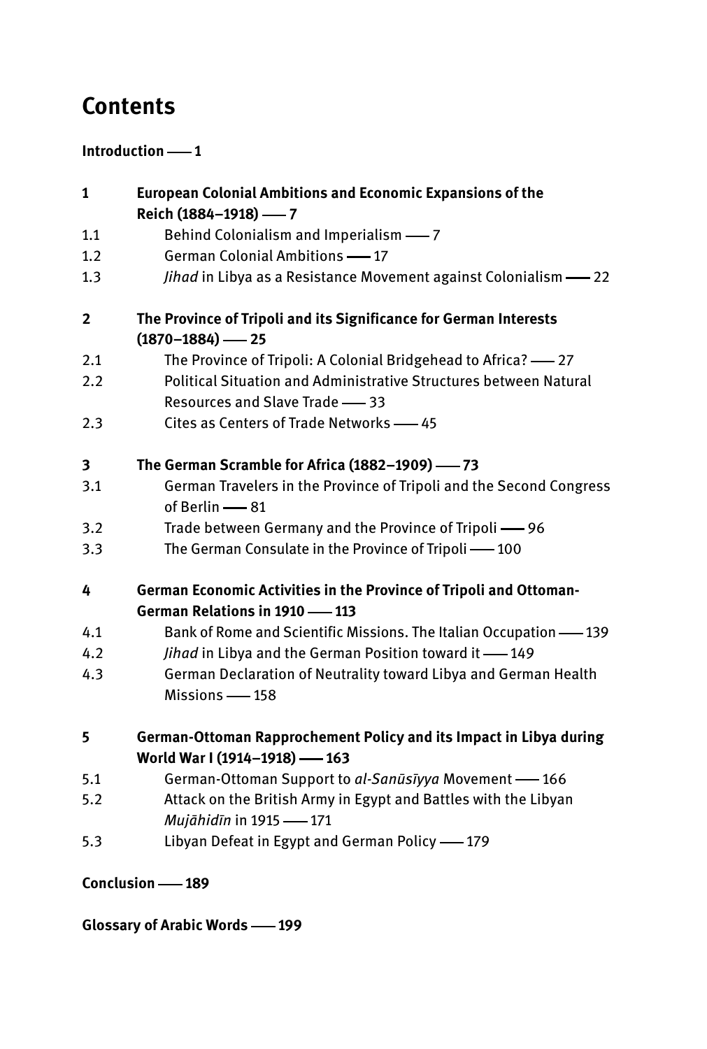# Contents

**Introduction —— 1**

**1 European Colonial Ambitions and Economic Expansions of the Reich (1884–1918) —— 7**

1.1 Behind Colonialism and Imperialism —— 7
1.2 German Colonial Ambitions —— 17
1.3 *Jihad* in Libya as a Resistance Movement against Colonialism —— 22

**2 The Province of Tripoli and its Significance for German Interests (1870–1884) —— 25**

2.1 The Province of Tripoli: A Colonial Bridgehead to Africa? —— 27
2.2 Political Situation and Administrative Structures between Natural Resources and Slave Trade —— 33
2.3 Cites as Centers of Trade Networks —— 45

**3 The German Scramble for Africa (1882–1909) —— 73**

3.1 German Travelers in the Province of Tripoli and the Second Congress of Berlin —— 81
3.2 Trade between Germany and the Province of Tripoli —— 96
3.3 The German Consulate in the Province of Tripoli —— 100

**4 German Economic Activities in the Province of Tripoli and Ottoman-German Relations in 1910 —— 113**

4.1 Bank of Rome and Scientific Missions. The Italian Occupation —— 139
4.2 *Jihad* in Libya and the German Position toward it —— 149
4.3 German Declaration of Neutrality toward Libya and German Health Missions —— 158

**5 German-Ottoman Rapprochement Policy and its Impact in Libya during World War I (1914–1918) —— 163**

5.1 German-Ottoman Support to *al-Sanūsīyya* Movement —— 166
5.2 Attack on the British Army in Egypt and Battles with the Libyan *Mujāhidīn* in 1915 —— 171
5.3 Libyan Defeat in Egypt and German Policy —— 179

**Conclusion —— 189**

**Glossary of Arabic Words —— 199**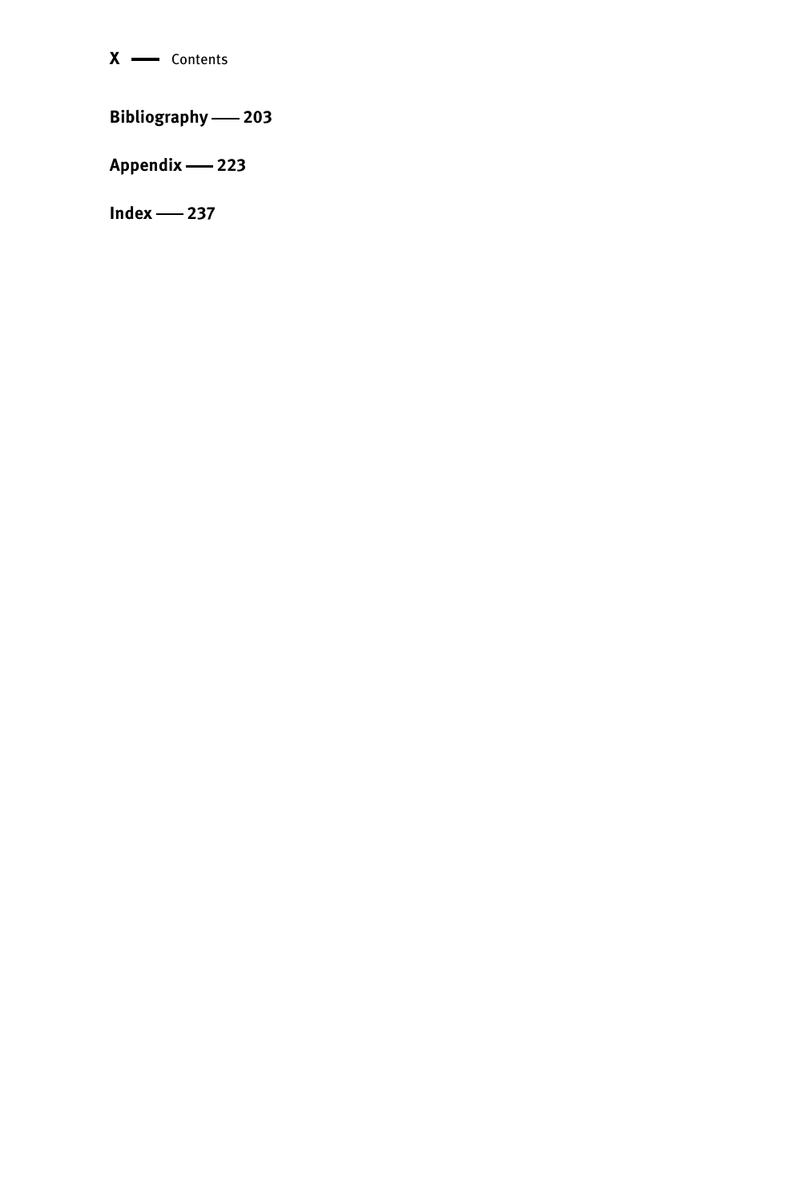**Bibliography —— 203**

**Appendix —— 223**

**Index —— 237**